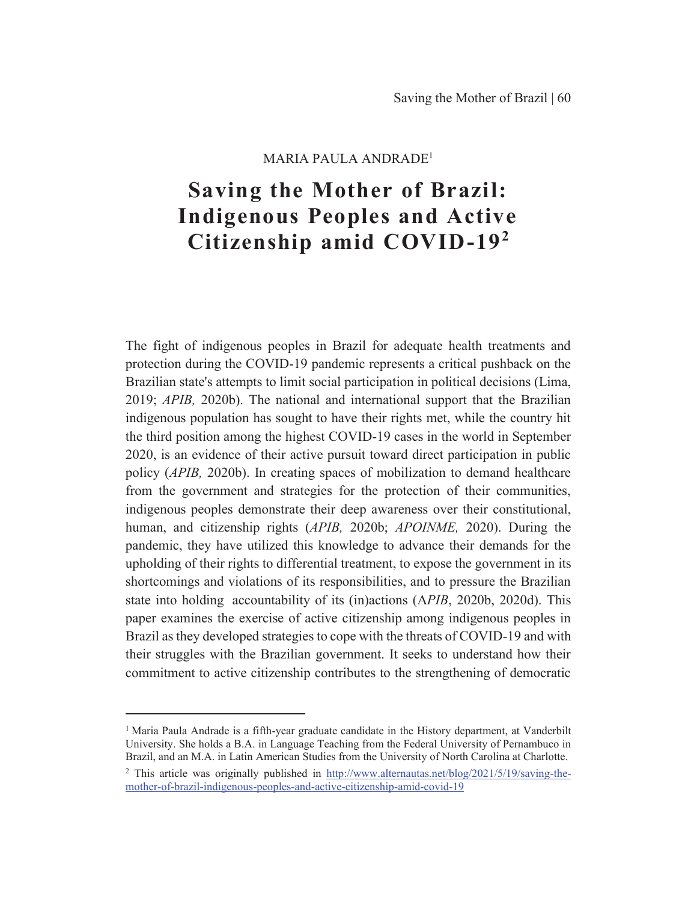MARIA PAULA ANDRADE[1]

# Saving the Mother of Brazil: Indigenous Peoples and Active Citizenship amid COVID-19[2]

The fight of indigenous peoples in Brazil for adequate health treatments and protection during the COVID-19 pandemic represents a critical pushback on the Brazilian state's attempts to limit social participation in political decisions (Lima, 2019; *APIB,* 2020b). The national and international support that the Brazilian indigenous population has sought to have their rights met, while the country hit the third position among the highest COVID-19 cases in the world in September 2020, is an evidence of their active pursuit toward direct participation in public policy (*APIB,* 2020b). In creating spaces of mobilization to demand healthcare from the government and strategies for the protection of their communities, indigenous peoples demonstrate their deep awareness over their constitutional, human, and citizenship rights (*APIB,* 2020b; *APOINME,* 2020). During the pandemic, they have utilized this knowledge to advance their demands for the upholding of their rights to differential treatment, to expose the government in its shortcomings and violations of its responsibilities, and to pressure the Brazilian state into holding accountability of its (in)actions (A*PIB*, 2020b, 2020d). This paper examines the exercise of active citizenship among indigenous peoples in Brazil as they developed strategies to cope with the threats of COVID-19 and with their struggles with the Brazilian government. It seeks to understand how their commitment to active citizenship contributes to the strengthening of democratic

---

[1] Maria Paula Andrade is a fifth-year graduate candidate in the History department, at Vanderbilt University. She holds a B.A. in Language Teaching from the Federal University of Pernambuco in Brazil, and an M.A. in Latin American Studies from the University of North Carolina at Charlotte.

[2] This article was originally published in http://www.alternautas.net/blog/2021/5/19/saving-the-mother-of-brazil-indigenous-peoples-and-active-citizenship-amid-covid-19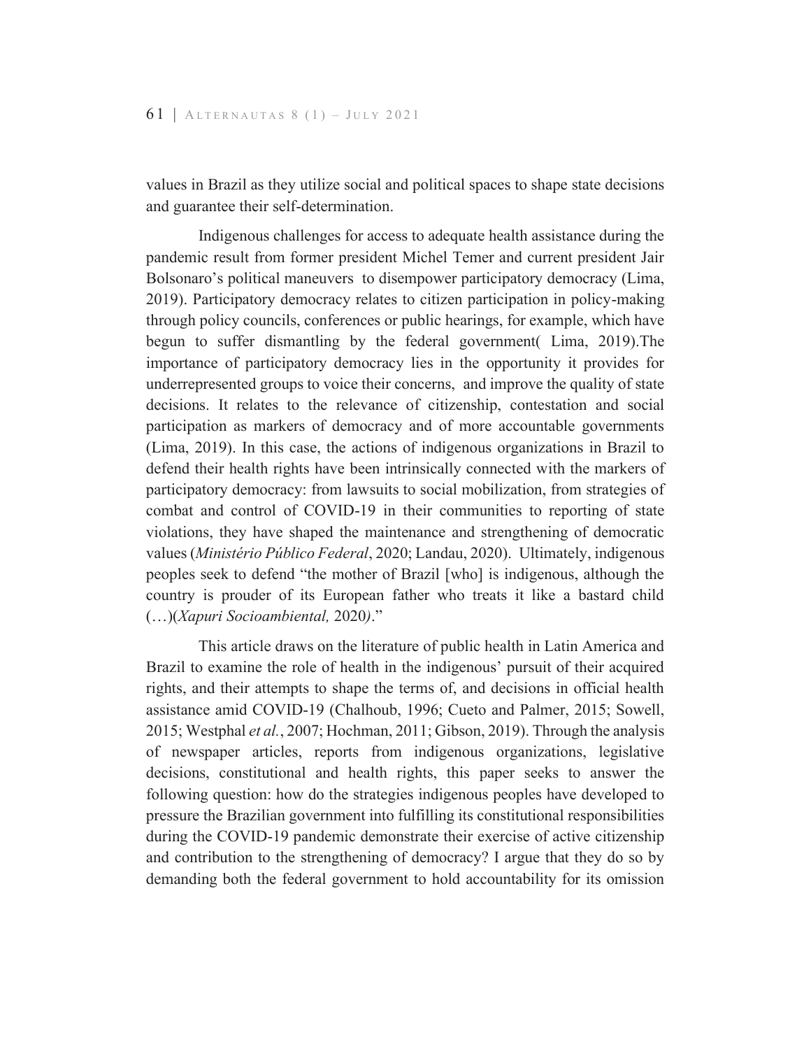values in Brazil as they utilize social and political spaces to shape state decisions and guarantee their self-determination.

Indigenous challenges for access to adequate health assistance during the pandemic result from former president Michel Temer and current president Jair Bolsonaro's political maneuvers to disempower participatory democracy (Lima, 2019). Participatory democracy relates to citizen participation in policy-making through policy councils, conferences or public hearings, for example, which have begun to suffer dismantling by the federal government( Lima, 2019).The importance of participatory democracy lies in the opportunity it provides for underrepresented groups to voice their concerns, and improve the quality of state decisions. It relates to the relevance of citizenship, contestation and social participation as markers of democracy and of more accountable governments (Lima, 2019). In this case, the actions of indigenous organizations in Brazil to defend their health rights have been intrinsically connected with the markers of participatory democracy: from lawsuits to social mobilization, from strategies of combat and control of COVID-19 in their communities to reporting of state violations, they have shaped the maintenance and strengthening of democratic values (*Ministério Público Federal*, 2020; Landau, 2020). Ultimately, indigenous peoples seek to defend "the mother of Brazil [who] is indigenous, although the country is prouder of its European father who treats it like a bastard child (…)(*Xapuri Socioambiental,* 2020*)*."

This article draws on the literature of public health in Latin America and Brazil to examine the role of health in the indigenous' pursuit of their acquired rights, and their attempts to shape the terms of, and decisions in official health assistance amid COVID-19 (Chalhoub, 1996; Cueto and Palmer, 2015; Sowell, 2015; Westphal *et al.*, 2007; Hochman, 2011; Gibson, 2019). Through the analysis of newspaper articles, reports from indigenous organizations, legislative decisions, constitutional and health rights, this paper seeks to answer the following question: how do the strategies indigenous peoples have developed to pressure the Brazilian government into fulfilling its constitutional responsibilities during the COVID-19 pandemic demonstrate their exercise of active citizenship and contribution to the strengthening of democracy? I argue that they do so by demanding both the federal government to hold accountability for its omission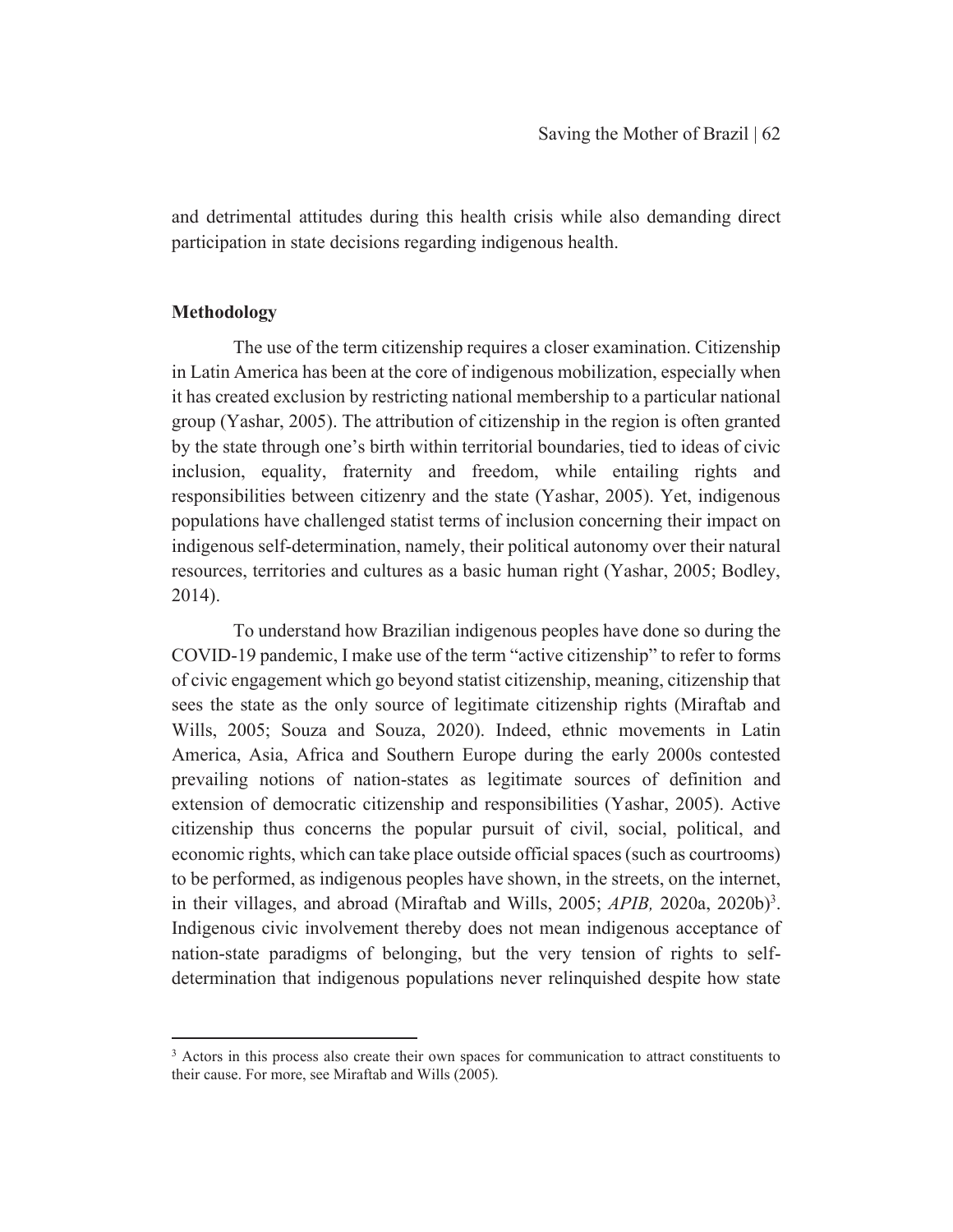and detrimental attitudes during this health crisis while also demanding direct participation in state decisions regarding indigenous health.

**Methodology**

The use of the term citizenship requires a closer examination. Citizenship in Latin America has been at the core of indigenous mobilization, especially when it has created exclusion by restricting national membership to a particular national group (Yashar, 2005). The attribution of citizenship in the region is often granted by the state through one's birth within territorial boundaries, tied to ideas of civic inclusion, equality, fraternity and freedom, while entailing rights and responsibilities between citizenry and the state (Yashar, 2005). Yet, indigenous populations have challenged statist terms of inclusion concerning their impact on indigenous self-determination, namely, their political autonomy over their natural resources, territories and cultures as a basic human right (Yashar, 2005; Bodley, 2014).

To understand how Brazilian indigenous peoples have done so during the COVID-19 pandemic, I make use of the term "active citizenship" to refer to forms of civic engagement which go beyond statist citizenship, meaning, citizenship that sees the state as the only source of legitimate citizenship rights (Miraftab and Wills, 2005; Souza and Souza, 2020). Indeed, ethnic movements in Latin America, Asia, Africa and Southern Europe during the early 2000s contested prevailing notions of nation-states as legitimate sources of definition and extension of democratic citizenship and responsibilities (Yashar, 2005). Active citizenship thus concerns the popular pursuit of civil, social, political, and economic rights, which can take place outside official spaces (such as courtrooms) to be performed, as indigenous peoples have shown, in the streets, on the internet, in their villages, and abroad (Miraftab and Wills, 2005; *APIB,* 2020a, 2020b)[3]. Indigenous civic involvement thereby does not mean indigenous acceptance of nation-state paradigms of belonging, but the very tension of rights to self-determination that indigenous populations never relinquished despite how state

[3] Actors in this process also create their own spaces for communication to attract constituents to their cause. For more, see Miraftab and Wills (2005).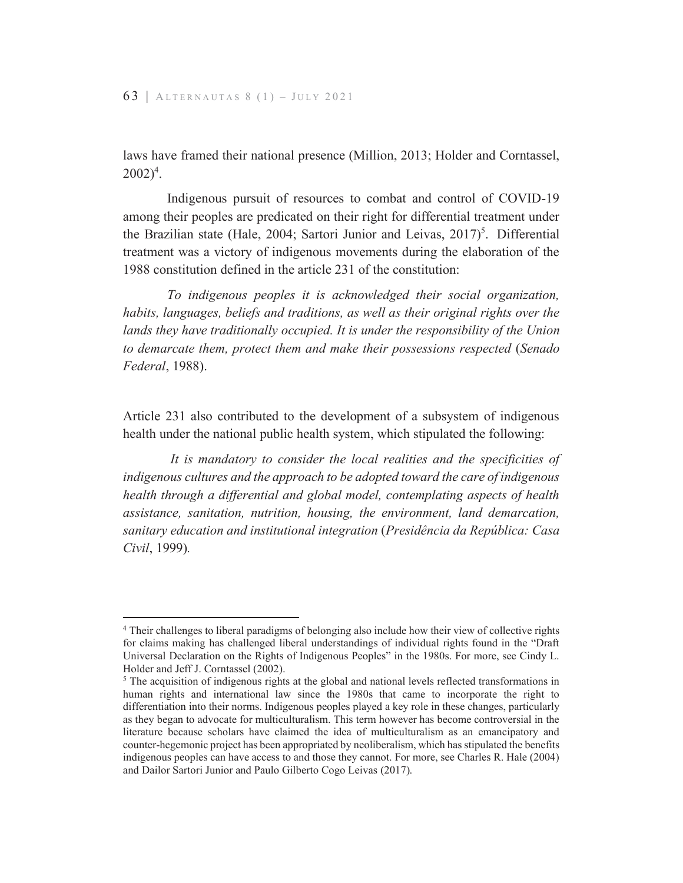laws have framed their national presence (Million, 2013; Holder and Corntassel, 2002)[4].

Indigenous pursuit of resources to combat and control of COVID-19 among their peoples are predicated on their right for differential treatment under the Brazilian state (Hale, 2004; Sartori Junior and Leivas, 2017)[5]. Differential treatment was a victory of indigenous movements during the elaboration of the 1988 constitution defined in the article 231 of the constitution:

> *To indigenous peoples it is acknowledged their social organization, habits, languages, beliefs and traditions, as well as their original rights over the lands they have traditionally occupied. It is under the responsibility of the Union to demarcate them, protect them and make their possessions respected* (*Senado Federal*, 1988).

Article 231 also contributed to the development of a subsystem of indigenous health under the national public health system, which stipulated the following:

> *It is mandatory to consider the local realities and the specificities of indigenous cultures and the approach to be adopted toward the care of indigenous health through a differential and global model, contemplating aspects of health assistance, sanitation, nutrition, housing, the environment, land demarcation, sanitary education and institutional integration* (*Presidência da República: Casa Civil*, 1999).

---

[4] Their challenges to liberal paradigms of belonging also include how their view of collective rights for claims making has challenged liberal understandings of individual rights found in the "Draft Universal Declaration on the Rights of Indigenous Peoples" in the 1980s. For more, see Cindy L. Holder and Jeff J. Corntassel (2002).

[5] The acquisition of indigenous rights at the global and national levels reflected transformations in human rights and international law since the 1980s that came to incorporate the right to differentiation into their norms. Indigenous peoples played a key role in these changes, particularly as they began to advocate for multiculturalism. This term however has become controversial in the literature because scholars have claimed the idea of multiculturalism as an emancipatory and counter-hegemonic project has been appropriated by neoliberalism, which has stipulated the benefits indigenous peoples can have access to and those they cannot. For more, see Charles R. Hale (2004) and Dailor Sartori Junior and Paulo Gilberto Cogo Leivas (2017).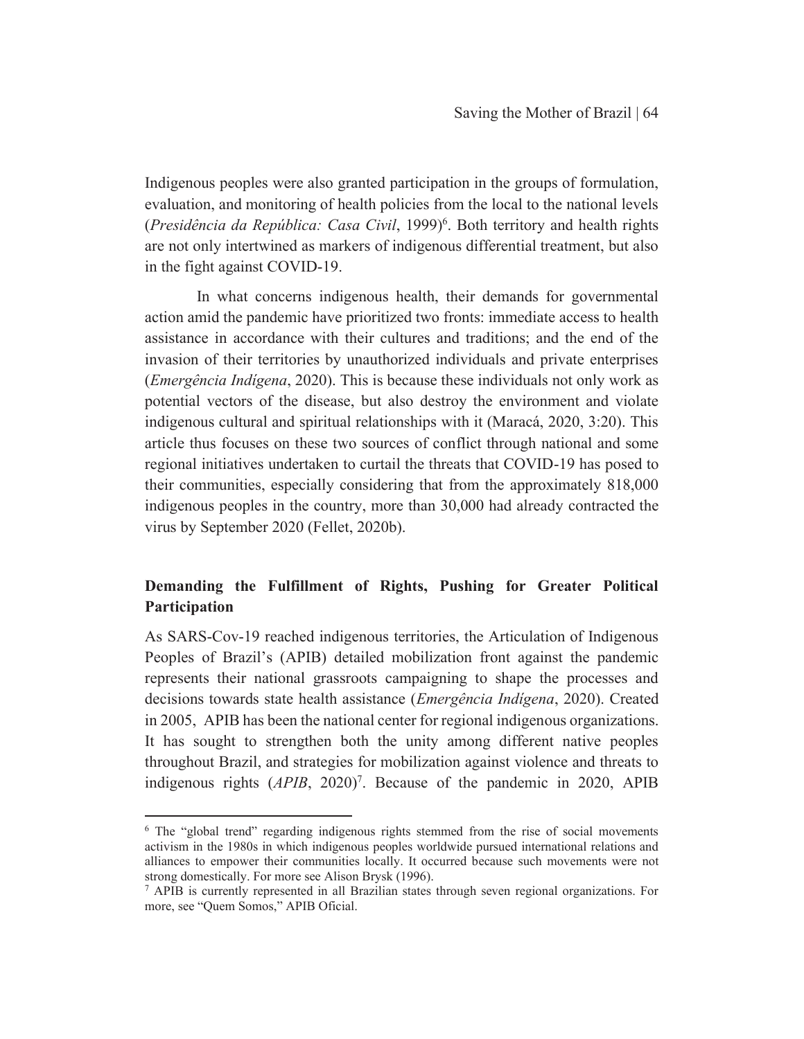Indigenous peoples were also granted participation in the groups of formulation, evaluation, and monitoring of health policies from the local to the national levels (*Presidência da República: Casa Civil*, 1999)[6]. Both territory and health rights are not only intertwined as markers of indigenous differential treatment, but also in the fight against COVID-19.

In what concerns indigenous health, their demands for governmental action amid the pandemic have prioritized two fronts: immediate access to health assistance in accordance with their cultures and traditions; and the end of the invasion of their territories by unauthorized individuals and private enterprises (*Emergência Indígena*, 2020). This is because these individuals not only work as potential vectors of the disease, but also destroy the environment and violate indigenous cultural and spiritual relationships with it (Maracá, 2020, 3:20). This article thus focuses on these two sources of conflict through national and some regional initiatives undertaken to curtail the threats that COVID-19 has posed to their communities, especially considering that from the approximately 818,000 indigenous peoples in the country, more than 30,000 had already contracted the virus by September 2020 (Fellet, 2020b).

## Demanding the Fulfillment of Rights, Pushing for Greater Political Participation

As SARS-Cov-19 reached indigenous territories, the Articulation of Indigenous Peoples of Brazil's (APIB) detailed mobilization front against the pandemic represents their national grassroots campaigning to shape the processes and decisions towards state health assistance (*Emergência Indígena*, 2020). Created in 2005, APIB has been the national center for regional indigenous organizations. It has sought to strengthen both the unity among different native peoples throughout Brazil, and strategies for mobilization against violence and threats to indigenous rights (*APIB*, 2020)[7]. Because of the pandemic in 2020, APIB

---

[6] The "global trend" regarding indigenous rights stemmed from the rise of social movements activism in the 1980s in which indigenous peoples worldwide pursued international relations and alliances to empower their communities locally. It occurred because such movements were not strong domestically. For more see Alison Brysk (1996).

[7] APIB is currently represented in all Brazilian states through seven regional organizations. For more, see "Quem Somos," APIB Oficial.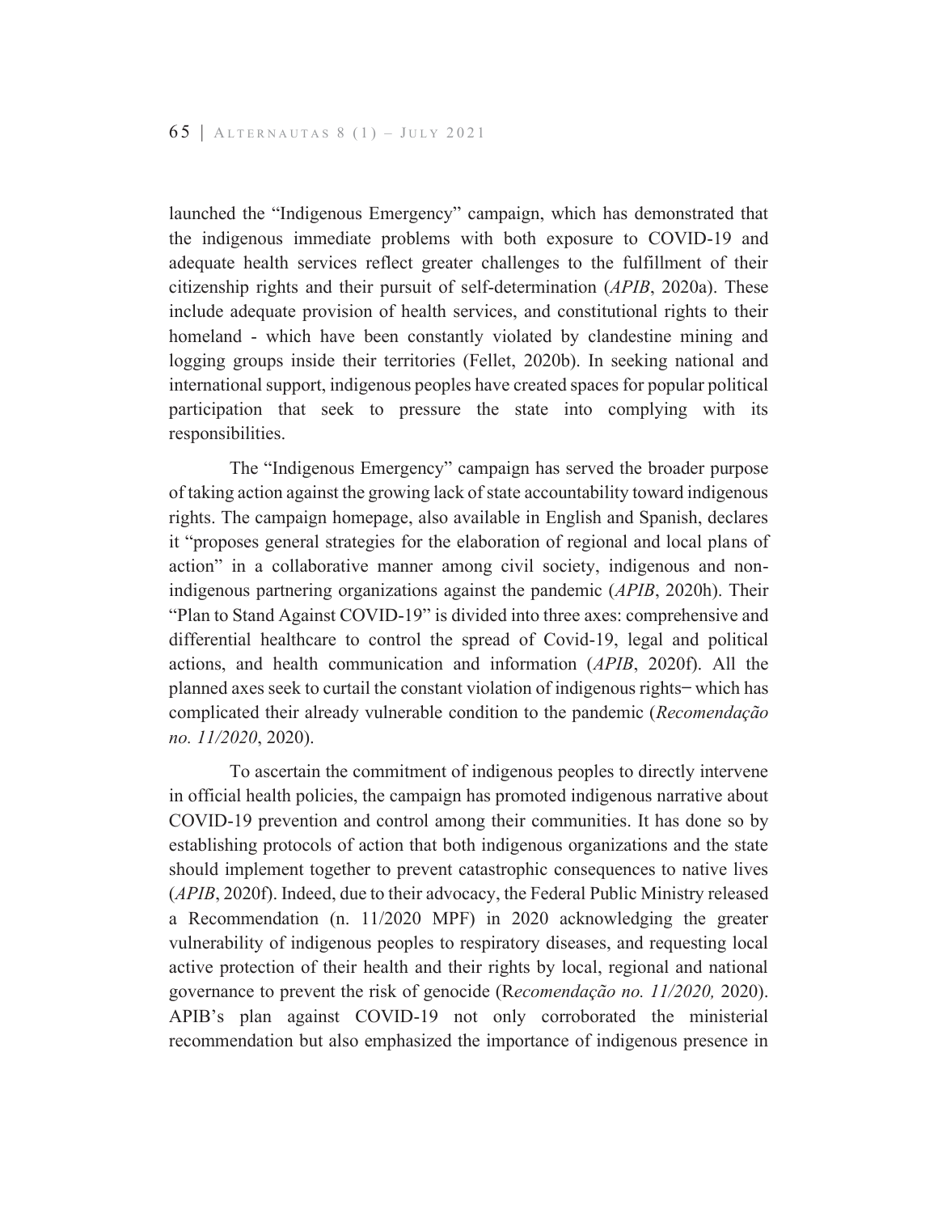launched the "Indigenous Emergency" campaign, which has demonstrated that the indigenous immediate problems with both exposure to COVID-19 and adequate health services reflect greater challenges to the fulfillment of their citizenship rights and their pursuit of self-determination (*APIB*, 2020a). These include adequate provision of health services, and constitutional rights to their homeland - which have been constantly violated by clandestine mining and logging groups inside their territories (Fellet, 2020b). In seeking national and international support, indigenous peoples have created spaces for popular political participation that seek to pressure the state into complying with its responsibilities.

The "Indigenous Emergency" campaign has served the broader purpose of taking action against the growing lack of state accountability toward indigenous rights. The campaign homepage, also available in English and Spanish, declares it "proposes general strategies for the elaboration of regional and local plans of action" in a collaborative manner among civil society, indigenous and non-indigenous partnering organizations against the pandemic (*APIB*, 2020h). Their "Plan to Stand Against COVID-19" is divided into three axes: comprehensive and differential healthcare to control the spread of Covid-19, legal and political actions, and health communication and information (*APIB*, 2020f). All the planned axes seek to curtail the constant violation of indigenous rights– which has complicated their already vulnerable condition to the pandemic (*Recomendação no. 11/2020*, 2020).

To ascertain the commitment of indigenous peoples to directly intervene in official health policies, the campaign has promoted indigenous narrative about COVID-19 prevention and control among their communities. It has done so by establishing protocols of action that both indigenous organizations and the state should implement together to prevent catastrophic consequences to native lives (*APIB*, 2020f). Indeed, due to their advocacy, the Federal Public Ministry released a Recommendation (n. 11/2020 MPF) in 2020 acknowledging the greater vulnerability of indigenous peoples to respiratory diseases, and requesting local active protection of their health and their rights by local, regional and national governance to prevent the risk of genocide (R*ecomendação no. 11/2020,* 2020). APIB's plan against COVID-19 not only corroborated the ministerial recommendation but also emphasized the importance of indigenous presence in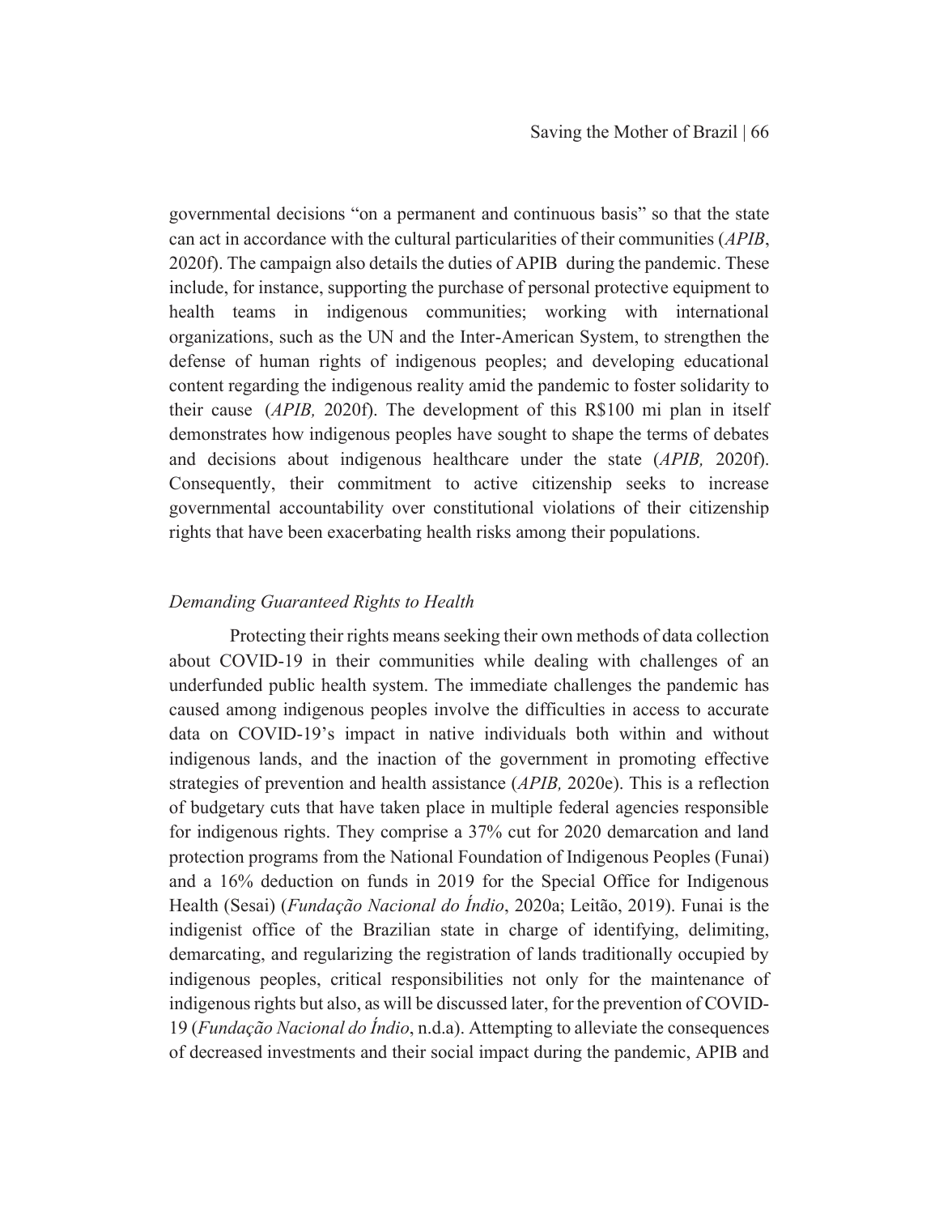governmental decisions "on a permanent and continuous basis" so that the state can act in accordance with the cultural particularities of their communities (*APIB*, 2020f). The campaign also details the duties of APIB during the pandemic. These include, for instance, supporting the purchase of personal protective equipment to health teams in indigenous communities; working with international organizations, such as the UN and the Inter-American System, to strengthen the defense of human rights of indigenous peoples; and developing educational content regarding the indigenous reality amid the pandemic to foster solidarity to their cause (*APIB,* 2020f). The development of this R$100 mi plan in itself demonstrates how indigenous peoples have sought to shape the terms of debates and decisions about indigenous healthcare under the state (*APIB,* 2020f). Consequently, their commitment to active citizenship seeks to increase governmental accountability over constitutional violations of their citizenship rights that have been exacerbating health risks among their populations.

### *Demanding Guaranteed Rights to Health*

Protecting their rights means seeking their own methods of data collection about COVID-19 in their communities while dealing with challenges of an underfunded public health system. The immediate challenges the pandemic has caused among indigenous peoples involve the difficulties in access to accurate data on COVID-19's impact in native individuals both within and without indigenous lands, and the inaction of the government in promoting effective strategies of prevention and health assistance (*APIB,* 2020e). This is a reflection of budgetary cuts that have taken place in multiple federal agencies responsible for indigenous rights. They comprise a 37% cut for 2020 demarcation and land protection programs from the National Foundation of Indigenous Peoples (Funai) and a 16% deduction on funds in 2019 for the Special Office for Indigenous Health (Sesai) (*Fundação Nacional do Índio*, 2020a; Leitão, 2019). Funai is the indigenist office of the Brazilian state in charge of identifying, delimiting, demarcating, and regularizing the registration of lands traditionally occupied by indigenous peoples, critical responsibilities not only for the maintenance of indigenous rights but also, as will be discussed later, for the prevention of COVID-19 (*Fundação Nacional do Índio*, n.d.a). Attempting to alleviate the consequences of decreased investments and their social impact during the pandemic, APIB and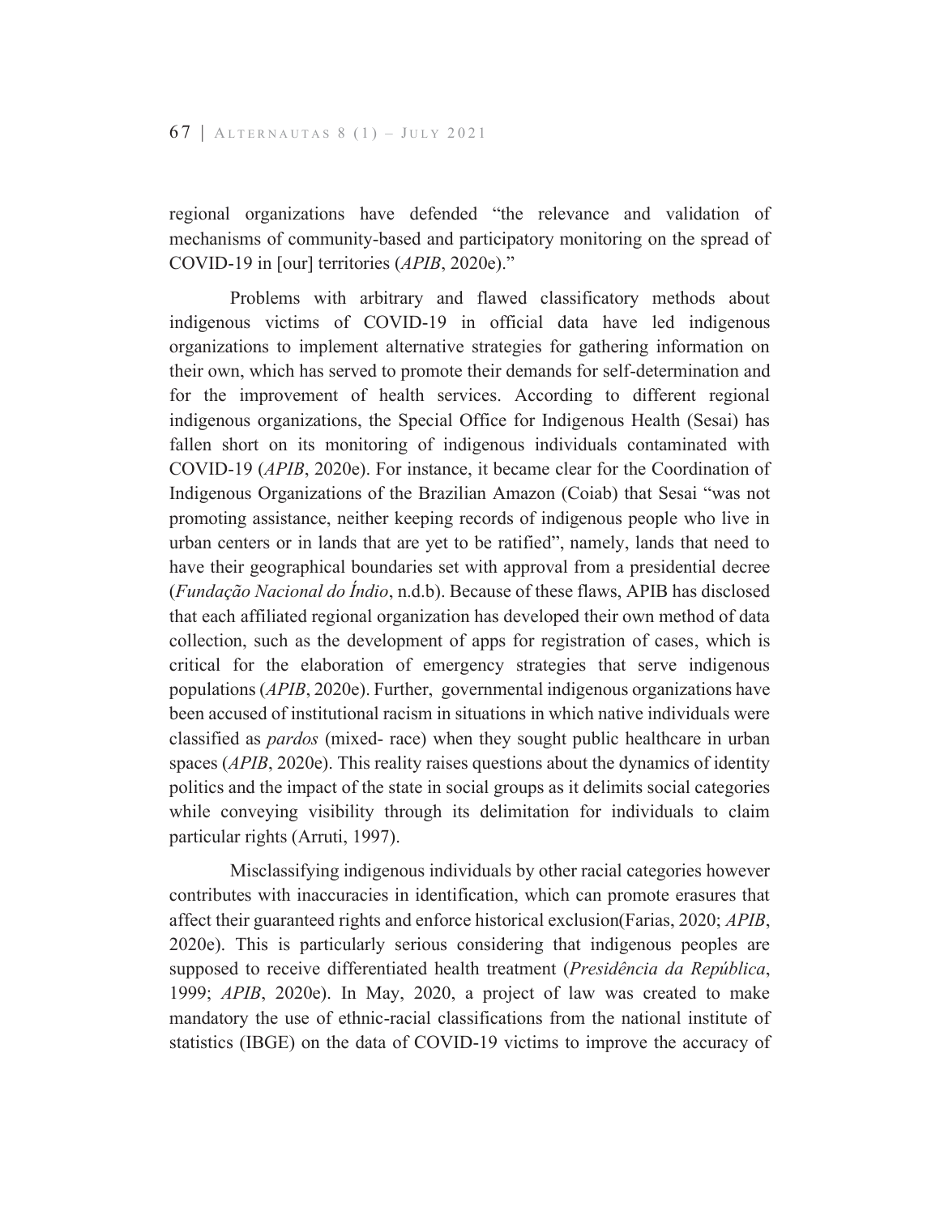regional organizations have defended "the relevance and validation of mechanisms of community-based and participatory monitoring on the spread of COVID-19 in [our] territories (*APIB*, 2020e)."

Problems with arbitrary and flawed classificatory methods about indigenous victims of COVID-19 in official data have led indigenous organizations to implement alternative strategies for gathering information on their own, which has served to promote their demands for self-determination and for the improvement of health services. According to different regional indigenous organizations, the Special Office for Indigenous Health (Sesai) has fallen short on its monitoring of indigenous individuals contaminated with COVID-19 (*APIB*, 2020e). For instance, it became clear for the Coordination of Indigenous Organizations of the Brazilian Amazon (Coiab) that Sesai "was not promoting assistance, neither keeping records of indigenous people who live in urban centers or in lands that are yet to be ratified", namely, lands that need to have their geographical boundaries set with approval from a presidential decree (*Fundação Nacional do Índio*, n.d.b). Because of these flaws, APIB has disclosed that each affiliated regional organization has developed their own method of data collection, such as the development of apps for registration of cases, which is critical for the elaboration of emergency strategies that serve indigenous populations (*APIB*, 2020e). Further, governmental indigenous organizations have been accused of institutional racism in situations in which native individuals were classified as *pardos* (mixed- race) when they sought public healthcare in urban spaces (*APIB*, 2020e). This reality raises questions about the dynamics of identity politics and the impact of the state in social groups as it delimits social categories while conveying visibility through its delimitation for individuals to claim particular rights (Arruti, 1997).

Misclassifying indigenous individuals by other racial categories however contributes with inaccuracies in identification, which can promote erasures that affect their guaranteed rights and enforce historical exclusion(Farias, 2020; *APIB*, 2020e). This is particularly serious considering that indigenous peoples are supposed to receive differentiated health treatment (*Presidência da República*, 1999; *APIB*, 2020e). In May, 2020, a project of law was created to make mandatory the use of ethnic-racial classifications from the national institute of statistics (IBGE) on the data of COVID-19 victims to improve the accuracy of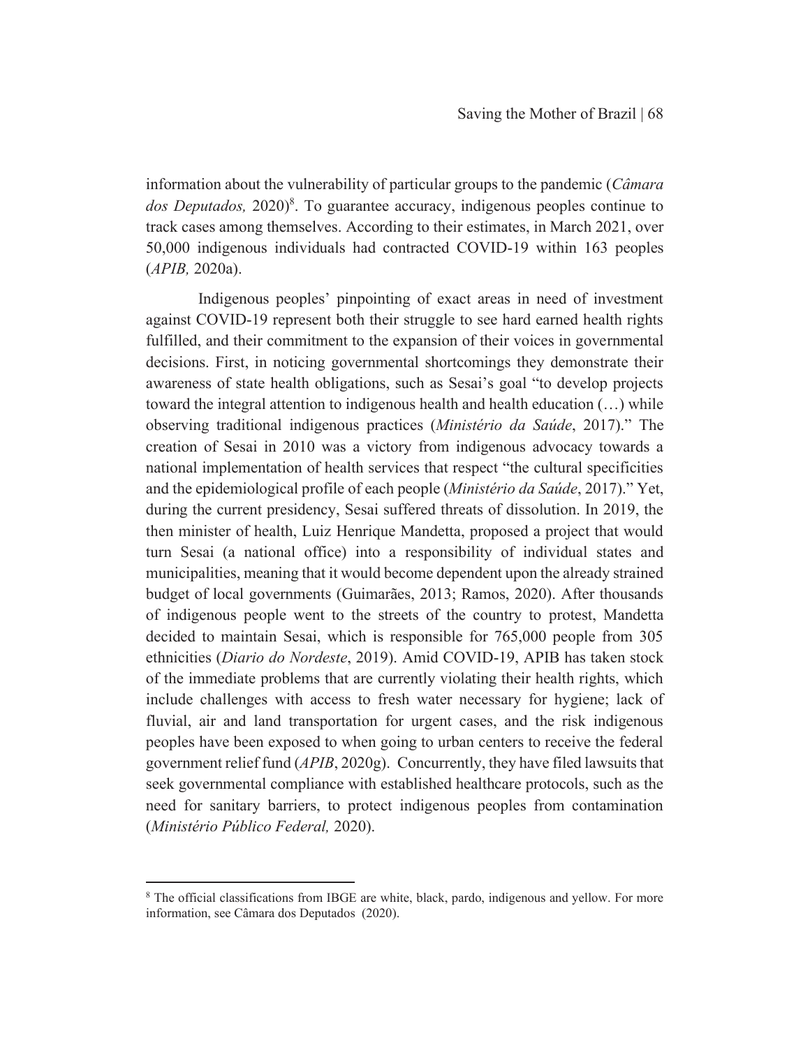information about the vulnerability of particular groups to the pandemic (*Câmara dos Deputados,* 2020)[8]. To guarantee accuracy, indigenous peoples continue to track cases among themselves. According to their estimates, in March 2021, over 50,000 indigenous individuals had contracted COVID-19 within 163 peoples (*APIB,* 2020a).

Indigenous peoples' pinpointing of exact areas in need of investment against COVID-19 represent both their struggle to see hard earned health rights fulfilled, and their commitment to the expansion of their voices in governmental decisions. First, in noticing governmental shortcomings they demonstrate their awareness of state health obligations, such as Sesai's goal "to develop projects toward the integral attention to indigenous health and health education (…) while observing traditional indigenous practices (*Ministério da Saúde*, 2017)." The creation of Sesai in 2010 was a victory from indigenous advocacy towards a national implementation of health services that respect "the cultural specificities and the epidemiological profile of each people (*Ministério da Saúde*, 2017)." Yet, during the current presidency, Sesai suffered threats of dissolution. In 2019, the then minister of health, Luiz Henrique Mandetta, proposed a project that would turn Sesai (a national office) into a responsibility of individual states and municipalities, meaning that it would become dependent upon the already strained budget of local governments (Guimarães, 2013; Ramos, 2020). After thousands of indigenous people went to the streets of the country to protest, Mandetta decided to maintain Sesai, which is responsible for 765,000 people from 305 ethnicities (*Diario do Nordeste*, 2019). Amid COVID-19, APIB has taken stock of the immediate problems that are currently violating their health rights, which include challenges with access to fresh water necessary for hygiene; lack of fluvial, air and land transportation for urgent cases, and the risk indigenous peoples have been exposed to when going to urban centers to receive the federal government relief fund (*APIB*, 2020g). Concurrently, they have filed lawsuits that seek governmental compliance with established healthcare protocols, such as the need for sanitary barriers, to protect indigenous peoples from contamination (*Ministério Público Federal,* 2020).

[8] The official classifications from IBGE are white, black, pardo, indigenous and yellow. For more information, see Câmara dos Deputados (2020).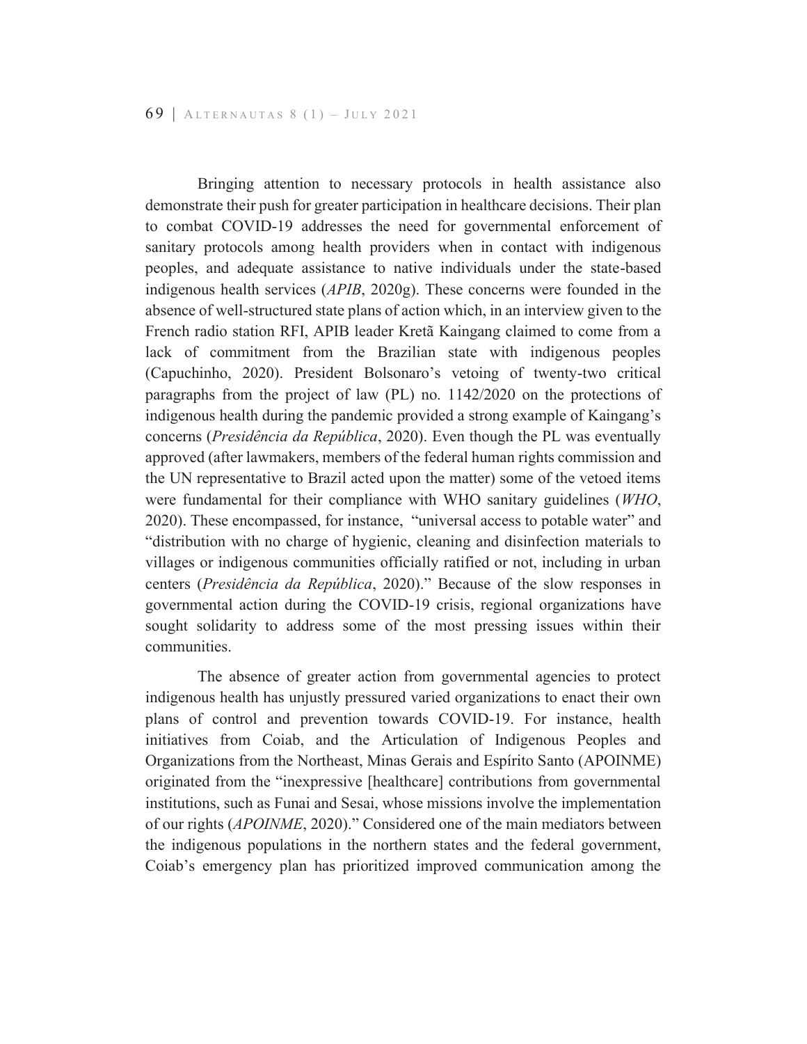Bringing attention to necessary protocols in health assistance also demonstrate their push for greater participation in healthcare decisions. Their plan to combat COVID-19 addresses the need for governmental enforcement of sanitary protocols among health providers when in contact with indigenous peoples, and adequate assistance to native individuals under the state-based indigenous health services (*APIB*, 2020g). These concerns were founded in the absence of well-structured state plans of action which, in an interview given to the French radio station RFI, APIB leader Kretã Kaingang claimed to come from a lack of commitment from the Brazilian state with indigenous peoples (Capuchinho, 2020). President Bolsonaro's vetoing of twenty-two critical paragraphs from the project of law (PL) no. 1142/2020 on the protections of indigenous health during the pandemic provided a strong example of Kaingang's concerns (*Presidência da República*, 2020). Even though the PL was eventually approved (after lawmakers, members of the federal human rights commission and the UN representative to Brazil acted upon the matter) some of the vetoed items were fundamental for their compliance with WHO sanitary guidelines (*WHO*, 2020). These encompassed, for instance, "universal access to potable water" and "distribution with no charge of hygienic, cleaning and disinfection materials to villages or indigenous communities officially ratified or not, including in urban centers (*Presidência da República*, 2020)." Because of the slow responses in governmental action during the COVID-19 crisis, regional organizations have sought solidarity to address some of the most pressing issues within their communities.

The absence of greater action from governmental agencies to protect indigenous health has unjustly pressured varied organizations to enact their own plans of control and prevention towards COVID-19. For instance, health initiatives from Coiab, and the Articulation of Indigenous Peoples and Organizations from the Northeast, Minas Gerais and Espírito Santo (APOINME) originated from the "inexpressive [healthcare] contributions from governmental institutions, such as Funai and Sesai, whose missions involve the implementation of our rights (*APOINME*, 2020)." Considered one of the main mediators between the indigenous populations in the northern states and the federal government, Coiab's emergency plan has prioritized improved communication among the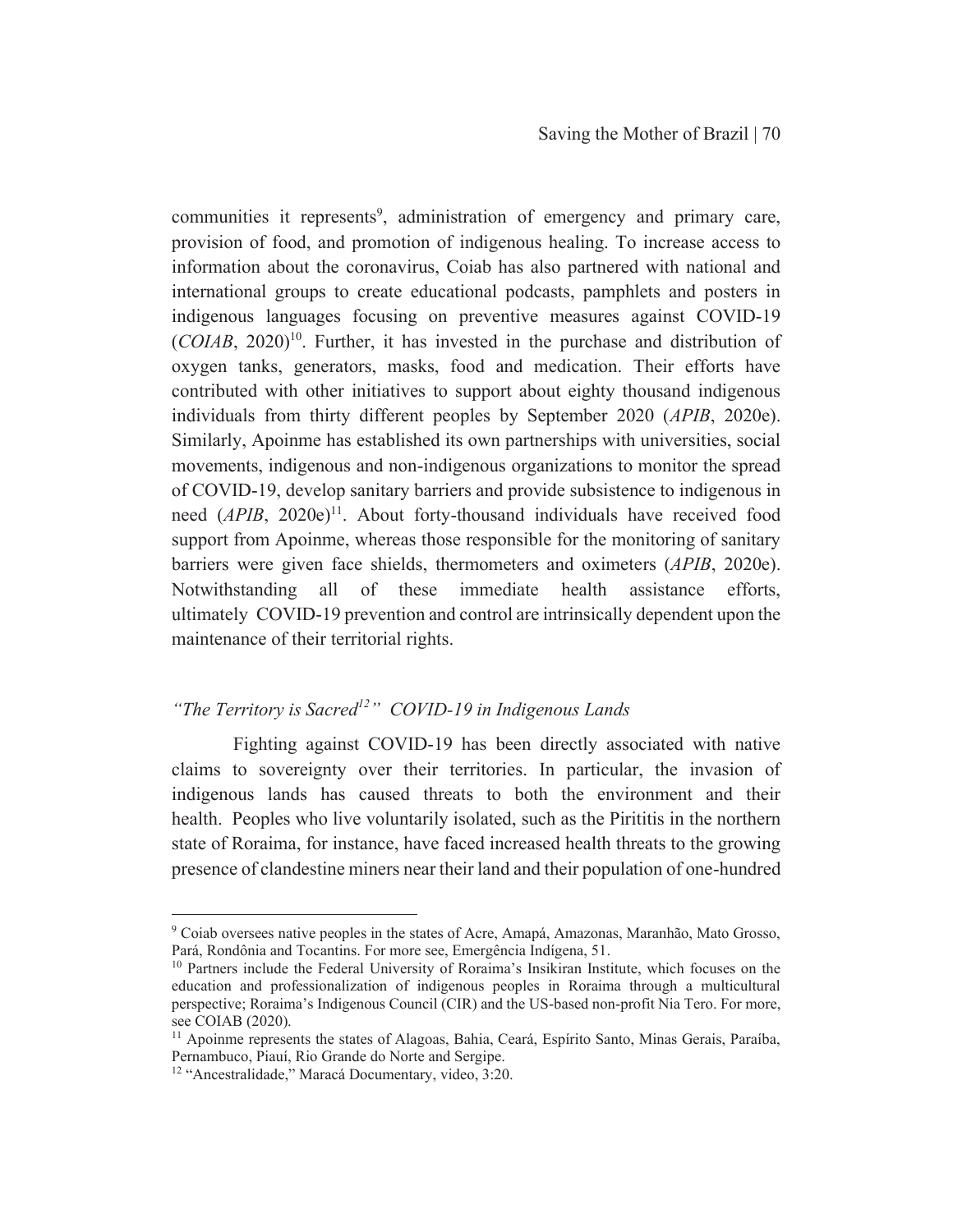communities it represents[9], administration of emergency and primary care, provision of food, and promotion of indigenous healing. To increase access to information about the coronavirus, Coiab has also partnered with national and international groups to create educational podcasts, pamphlets and posters in indigenous languages focusing on preventive measures against COVID-19 (*COIAB*, 2020)[10]. Further, it has invested in the purchase and distribution of oxygen tanks, generators, masks, food and medication. Their efforts have contributed with other initiatives to support about eighty thousand indigenous individuals from thirty different peoples by September 2020 (*APIB*, 2020e). Similarly, Apoinme has established its own partnerships with universities, social movements, indigenous and non-indigenous organizations to monitor the spread of COVID-19, develop sanitary barriers and provide subsistence to indigenous in need (*APIB*, 2020e)[11]. About forty-thousand individuals have received food support from Apoinme, whereas those responsible for the monitoring of sanitary barriers were given face shields, thermometers and oximeters (*APIB*, 2020e). Notwithstanding all of these immediate health assistance efforts, ultimately COVID-19 prevention and control are intrinsically dependent upon the maintenance of their territorial rights.

### *"The Territory is Sacred[12]" COVID-19 in Indigenous Lands*

Fighting against COVID-19 has been directly associated with native claims to sovereignty over their territories. In particular, the invasion of indigenous lands has caused threats to both the environment and their health. Peoples who live voluntarily isolated, such as the Pirititis in the northern state of Roraima, for instance, have faced increased health threats to the growing presence of clandestine miners near their land and their population of one-hundred

---

[9] Coiab oversees native peoples in the states of Acre, Amapá, Amazonas, Maranhão, Mato Grosso, Pará, Rondônia and Tocantins. For more see, Emergência Indígena, 51.

[10] Partners include the Federal University of Roraima's Insikiran Institute, which focuses on the education and professionalization of indigenous peoples in Roraima through a multicultural perspective; Roraima's Indigenous Council (CIR) and the US-based non-profit Nia Tero. For more, see COIAB (2020).

[11] Apoinme represents the states of Alagoas, Bahia, Ceará, Espírito Santo, Minas Gerais, Paraíba, Pernambuco, Piauí, Rio Grande do Norte and Sergipe.

[12] "Ancestralidade," Maracá Documentary, video, 3:20.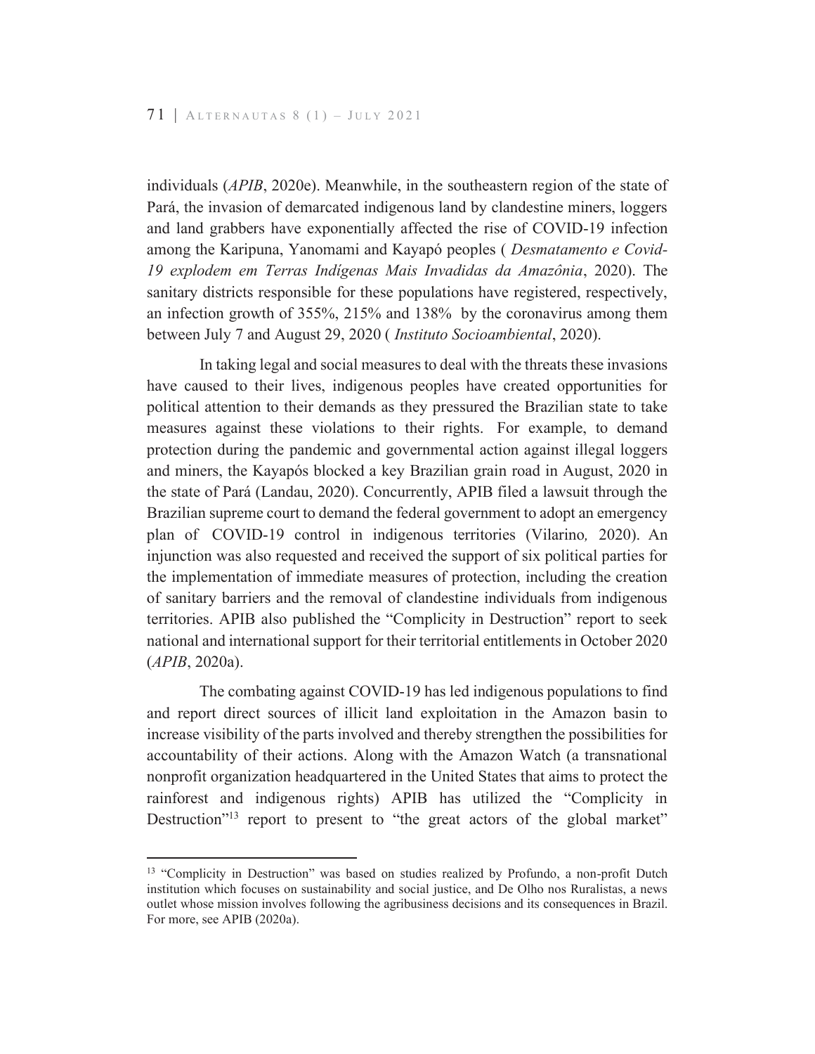individuals (*APIB*, 2020e). Meanwhile, in the southeastern region of the state of Pará, the invasion of demarcated indigenous land by clandestine miners, loggers and land grabbers have exponentially affected the rise of COVID-19 infection among the Karipuna, Yanomami and Kayapó peoples ( *Desmatamento e Covid-19 explodem em Terras Indígenas Mais Invadidas da Amazônia*, 2020). The sanitary districts responsible for these populations have registered, respectively, an infection growth of 355%, 215% and 138% by the coronavirus among them between July 7 and August 29, 2020 ( *Instituto Socioambiental*, 2020).

In taking legal and social measures to deal with the threats these invasions have caused to their lives, indigenous peoples have created opportunities for political attention to their demands as they pressured the Brazilian state to take measures against these violations to their rights. For example, to demand protection during the pandemic and governmental action against illegal loggers and miners, the Kayapós blocked a key Brazilian grain road in August, 2020 in the state of Pará (Landau, 2020). Concurrently, APIB filed a lawsuit through the Brazilian supreme court to demand the federal government to adopt an emergency plan of COVID-19 control in indigenous territories (Vilarino*,* 2020). An injunction was also requested and received the support of six political parties for the implementation of immediate measures of protection, including the creation of sanitary barriers and the removal of clandestine individuals from indigenous territories. APIB also published the "Complicity in Destruction" report to seek national and international support for their territorial entitlements in October 2020 (*APIB*, 2020a).

The combating against COVID-19 has led indigenous populations to find and report direct sources of illicit land exploitation in the Amazon basin to increase visibility of the parts involved and thereby strengthen the possibilities for accountability of their actions. Along with the Amazon Watch (a transnational nonprofit organization headquartered in the United States that aims to protect the rainforest and indigenous rights) APIB has utilized the "Complicity in Destruction"[13] report to present to "the great actors of the global market"

[13] "Complicity in Destruction" was based on studies realized by Profundo, a non-profit Dutch institution which focuses on sustainability and social justice, and De Olho nos Ruralistas, a news outlet whose mission involves following the agribusiness decisions and its consequences in Brazil. For more, see APIB (2020a).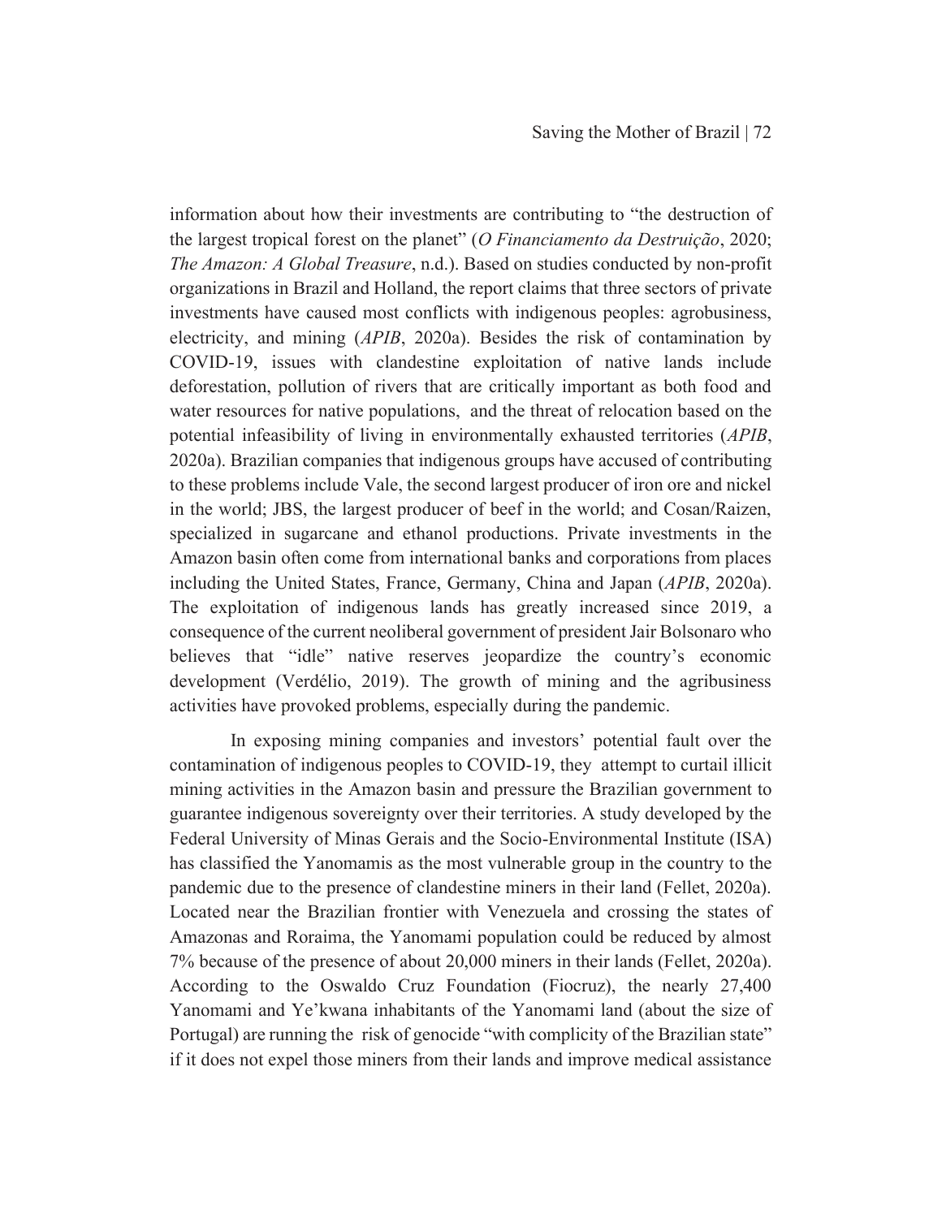information about how their investments are contributing to "the destruction of the largest tropical forest on the planet" (*O Financiamento da Destruição*, 2020; *The Amazon: A Global Treasure*, n.d.). Based on studies conducted by non-profit organizations in Brazil and Holland, the report claims that three sectors of private investments have caused most conflicts with indigenous peoples: agrobusiness, electricity, and mining (*APIB*, 2020a). Besides the risk of contamination by COVID-19, issues with clandestine exploitation of native lands include deforestation, pollution of rivers that are critically important as both food and water resources for native populations, and the threat of relocation based on the potential infeasibility of living in environmentally exhausted territories (*APIB*, 2020a). Brazilian companies that indigenous groups have accused of contributing to these problems include Vale, the second largest producer of iron ore and nickel in the world; JBS, the largest producer of beef in the world; and Cosan/Raizen, specialized in sugarcane and ethanol productions. Private investments in the Amazon basin often come from international banks and corporations from places including the United States, France, Germany, China and Japan (*APIB*, 2020a). The exploitation of indigenous lands has greatly increased since 2019, a consequence of the current neoliberal government of president Jair Bolsonaro who believes that "idle" native reserves jeopardize the country's economic development (Verdélio, 2019). The growth of mining and the agribusiness activities have provoked problems, especially during the pandemic.

In exposing mining companies and investors' potential fault over the contamination of indigenous peoples to COVID-19, they attempt to curtail illicit mining activities in the Amazon basin and pressure the Brazilian government to guarantee indigenous sovereignty over their territories. A study developed by the Federal University of Minas Gerais and the Socio-Environmental Institute (ISA) has classified the Yanomamis as the most vulnerable group in the country to the pandemic due to the presence of clandestine miners in their land (Fellet, 2020a). Located near the Brazilian frontier with Venezuela and crossing the states of Amazonas and Roraima, the Yanomami population could be reduced by almost 7% because of the presence of about 20,000 miners in their lands (Fellet, 2020a). According to the Oswaldo Cruz Foundation (Fiocruz), the nearly 27,400 Yanomami and Ye'kwana inhabitants of the Yanomami land (about the size of Portugal) are running the risk of genocide "with complicity of the Brazilian state" if it does not expel those miners from their lands and improve medical assistance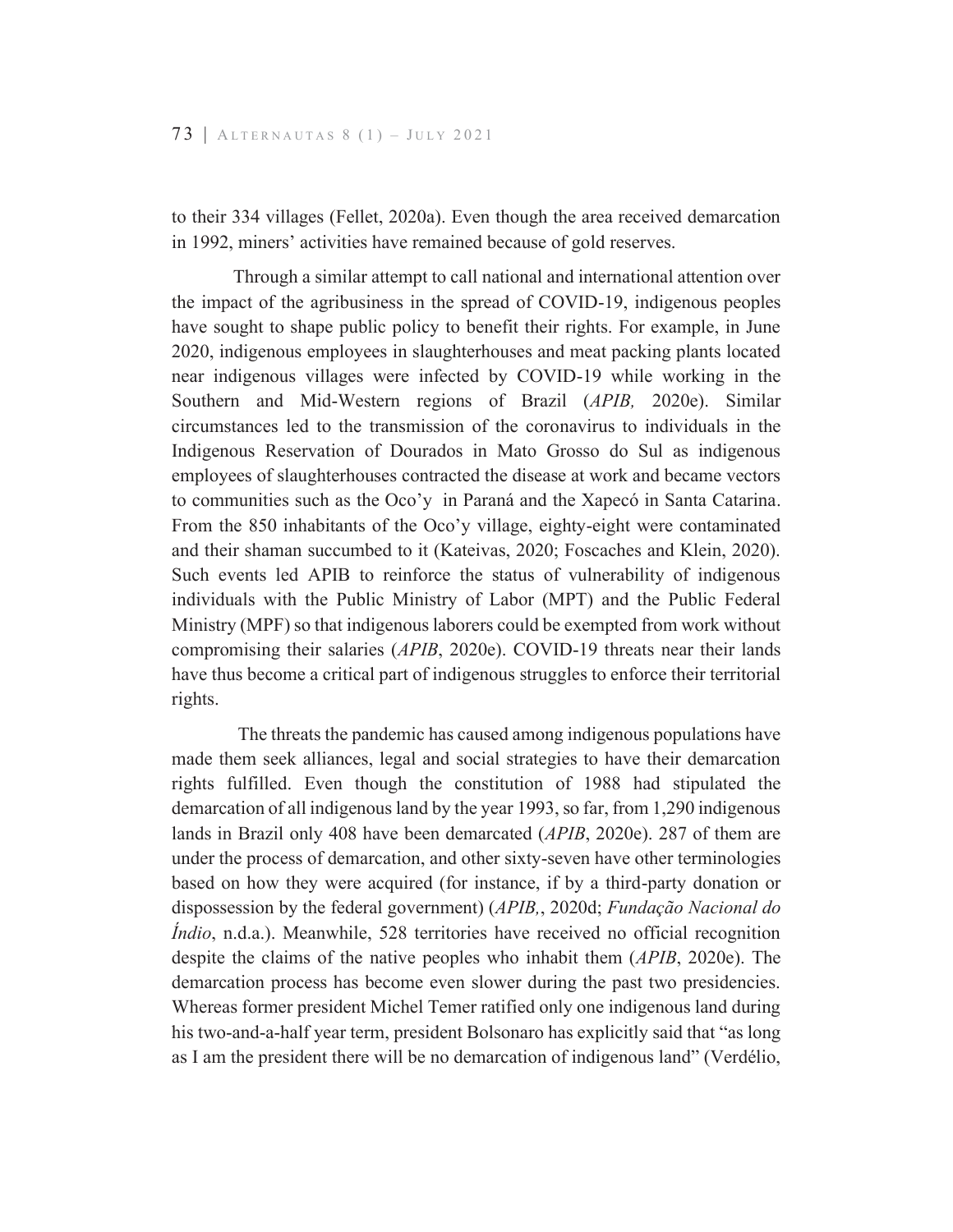to their 334 villages (Fellet, 2020a). Even though the area received demarcation in 1992, miners' activities have remained because of gold reserves.

Through a similar attempt to call national and international attention over the impact of the agribusiness in the spread of COVID-19, indigenous peoples have sought to shape public policy to benefit their rights. For example, in June 2020, indigenous employees in slaughterhouses and meat packing plants located near indigenous villages were infected by COVID-19 while working in the Southern and Mid-Western regions of Brazil (*APIB,* 2020e). Similar circumstances led to the transmission of the coronavirus to individuals in the Indigenous Reservation of Dourados in Mato Grosso do Sul as indigenous employees of slaughterhouses contracted the disease at work and became vectors to communities such as the Oco'y in Paraná and the Xapecó in Santa Catarina. From the 850 inhabitants of the Oco'y village, eighty-eight were contaminated and their shaman succumbed to it (Kateivas, 2020; Foscaches and Klein, 2020). Such events led APIB to reinforce the status of vulnerability of indigenous individuals with the Public Ministry of Labor (MPT) and the Public Federal Ministry (MPF) so that indigenous laborers could be exempted from work without compromising their salaries (*APIB*, 2020e). COVID-19 threats near their lands have thus become a critical part of indigenous struggles to enforce their territorial rights.

The threats the pandemic has caused among indigenous populations have made them seek alliances, legal and social strategies to have their demarcation rights fulfilled. Even though the constitution of 1988 had stipulated the demarcation of all indigenous land by the year 1993, so far, from 1,290 indigenous lands in Brazil only 408 have been demarcated (*APIB*, 2020e). 287 of them are under the process of demarcation, and other sixty-seven have other terminologies based on how they were acquired (for instance, if by a third-party donation or dispossession by the federal government) (*APIB,*, 2020d; *Fundação Nacional do Índio*, n.d.a.). Meanwhile, 528 territories have received no official recognition despite the claims of the native peoples who inhabit them (*APIB*, 2020e). The demarcation process has become even slower during the past two presidencies. Whereas former president Michel Temer ratified only one indigenous land during his two-and-a-half year term, president Bolsonaro has explicitly said that "as long as I am the president there will be no demarcation of indigenous land" (Verdélio,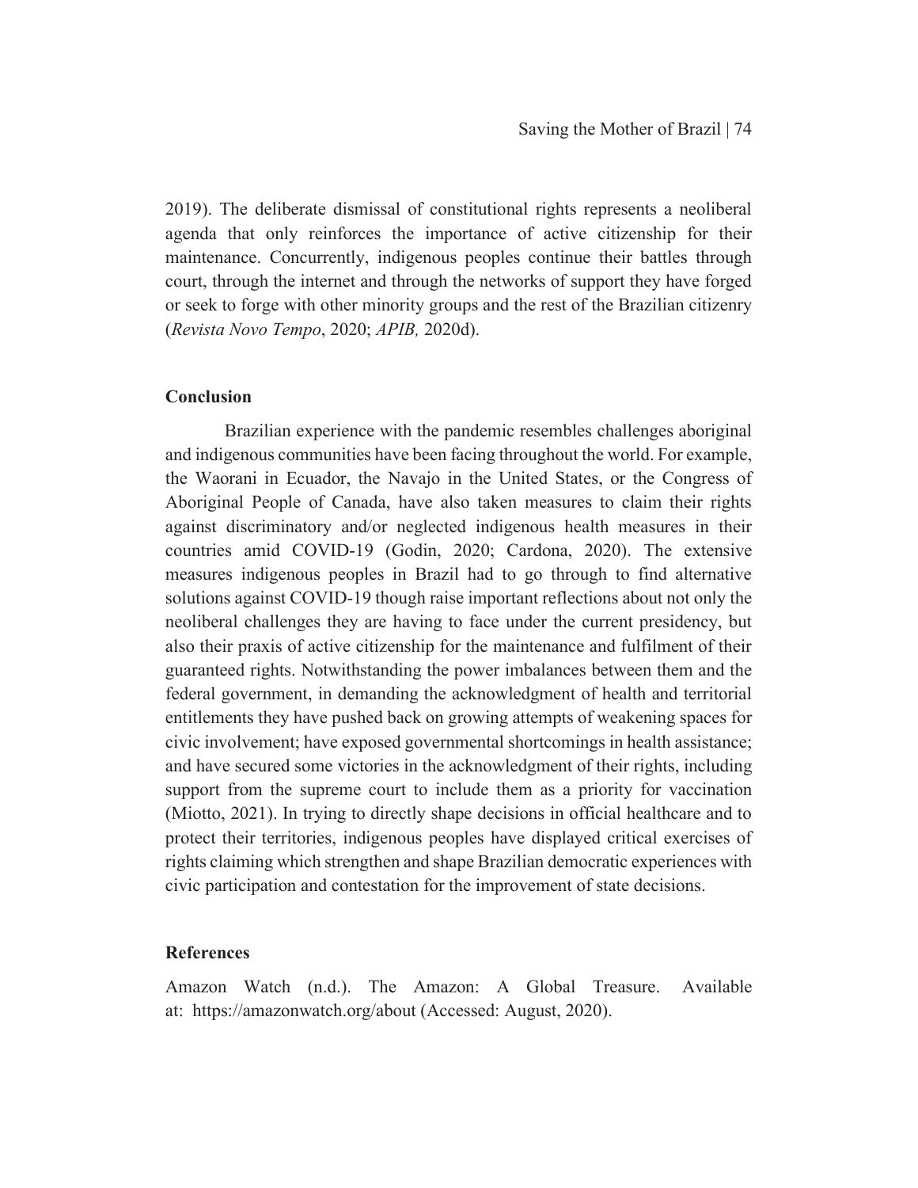2019). The deliberate dismissal of constitutional rights represents a neoliberal agenda that only reinforces the importance of active citizenship for their maintenance. Concurrently, indigenous peoples continue their battles through court, through the internet and through the networks of support they have forged or seek to forge with other minority groups and the rest of the Brazilian citizenry (*Revista Novo Tempo*, 2020; *APIB,* 2020d).

## Conclusion

Brazilian experience with the pandemic resembles challenges aboriginal and indigenous communities have been facing throughout the world. For example, the Waorani in Ecuador, the Navajo in the United States, or the Congress of Aboriginal People of Canada, have also taken measures to claim their rights against discriminatory and/or neglected indigenous health measures in their countries amid COVID-19 (Godin, 2020; Cardona, 2020). The extensive measures indigenous peoples in Brazil had to go through to find alternative solutions against COVID-19 though raise important reflections about not only the neoliberal challenges they are having to face under the current presidency, but also their praxis of active citizenship for the maintenance and fulfilment of their guaranteed rights. Notwithstanding the power imbalances between them and the federal government, in demanding the acknowledgment of health and territorial entitlements they have pushed back on growing attempts of weakening spaces for civic involvement; have exposed governmental shortcomings in health assistance; and have secured some victories in the acknowledgment of their rights, including support from the supreme court to include them as a priority for vaccination (Miotto, 2021). In trying to directly shape decisions in official healthcare and to protect their territories, indigenous peoples have displayed critical exercises of rights claiming which strengthen and shape Brazilian democratic experiences with civic participation and contestation for the improvement of state decisions.

## References

Amazon Watch (n.d.). The Amazon: A Global Treasure. Available at: https://amazonwatch.org/about (Accessed: August, 2020).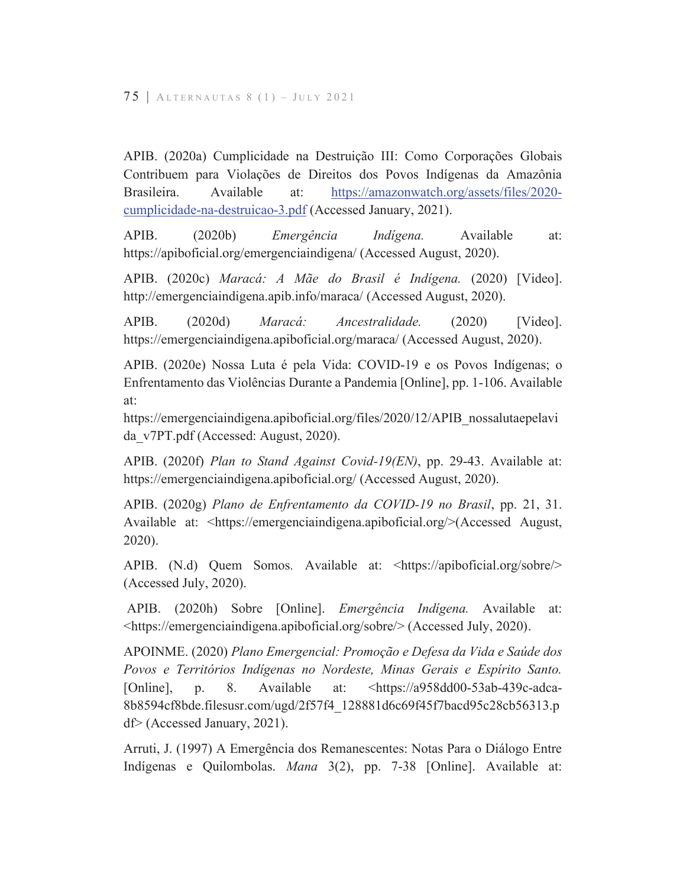APIB. (2020a) Cumplicidade na Destruição III: Como Corporações Globais Contribuem para Violações de Direitos dos Povos Indígenas da Amazônia Brasileira. Available at: [https://amazonwatch.org/assets/files/2020-cumplicidade-na-destruicao-3.pdf](https://amazonwatch.org/assets/files/2020-cumplicidade-na-destruicao-3.pdf) (Accessed January, 2021).

APIB. (2020b) *Emergência Indígena.* Available at: https://apiboficial.org/emergenciaindigena/ (Accessed August, 2020).

APIB. (2020c) *Maracá: A Mãe do Brasil é Indígena.* (2020) [Video]. http://emergenciaindigena.apib.info/maraca/ (Accessed August, 2020).

APIB. (2020d) *Maracá: Ancestralidade.* (2020) [Video]. https://emergenciaindigena.apiboficial.org/maraca/ (Accessed August, 2020).

APIB. (2020e) Nossa Luta é pela Vida: COVID-19 e os Povos Indígenas; o Enfrentamento das Violências Durante a Pandemia [Online], pp. 1-106. Available at: https://emergenciaindigena.apiboficial.org/files/2020/12/APIB_nossalutaepelavida_v7PT.pdf (Accessed: August, 2020).

APIB. (2020f) *Plan to Stand Against Covid-19(EN)*, pp. 29-43. Available at: https://emergenciaindigena.apiboficial.org/ (Accessed August, 2020).

APIB. (2020g) *Plano de Enfrentamento da COVID-19 no Brasil*, pp. 21, 31. Available at: <https://emergenciaindigena.apiboficial.org/>(Accessed August, 2020).

APIB. (N.d) Quem Somos. Available at: <https://apiboficial.org/sobre/> (Accessed July, 2020).

APIB. (2020h) Sobre [Online]. *Emergência Indígena.* Available at: <https://emergenciaindigena.apiboficial.org/sobre/> (Accessed July, 2020).

APOINME. (2020) *Plano Emergencial: Promoção e Defesa da Vida e Saúde dos Povos e Territórios Indígenas no Nordeste, Minas Gerais e Espírito Santo.* [Online], p. 8. Available at: <https://a958dd00-53ab-439c-adca-8b8594cf8bde.filesusr.com/ugd/2f57f4_128881d6c69f45f7bacd95c28cb56313.pdf> (Accessed January, 2021).

Arruti, J. (1997) A Emergência dos Remanescentes: Notas Para o Diálogo Entre Indígenas e Quilombolas. *Mana* 3(2), pp. 7-38 [Online]. Available at: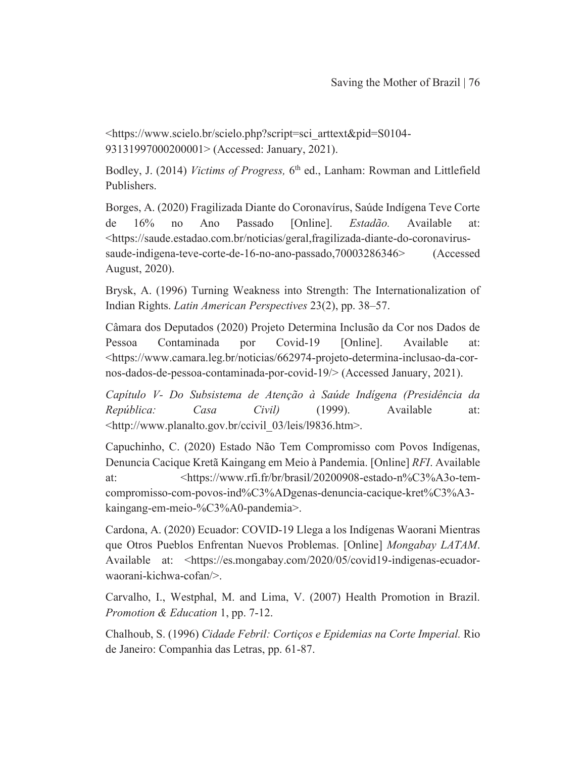<https://www.scielo.br/scielo.php?script=sci_arttext&pid=S0104-93131997000200001> (Accessed: January, 2021).

Bodley, J. (2014) *Victims of Progress,* 6th ed., Lanham: Rowman and Littlefield Publishers.

Borges, A. (2020) Fragilizada Diante do Coronavírus, Saúde Indígena Teve Corte de 16% no Ano Passado [Online]. *Estadão.* Available at: <https://saude.estadao.com.br/noticias/geral,fragilizada-diante-do-coronavirus-saude-indigena-teve-corte-de-16-no-ano-passado,70003286346> (Accessed August, 2020).

Brysk, A. (1996) Turning Weakness into Strength: The Internationalization of Indian Rights. *Latin American Perspectives* 23(2), pp. 38–57.

Câmara dos Deputados (2020) Projeto Determina Inclusão da Cor nos Dados de Pessoa Contaminada por Covid-19 [Online]. Available at: <https://www.camara.leg.br/noticias/662974-projeto-determina-inclusao-da-cor-nos-dados-de-pessoa-contaminada-por-covid-19/> (Accessed January, 2021).

*Capítulo V- Do Subsistema de Atenção à Saúde Indígena (Presidência da República: Casa Civil)* (1999). Available at: <http://www.planalto.gov.br/ccivil_03/leis/l9836.htm>.

Capuchinho, C. (2020) Estado Não Tem Compromisso com Povos Indígenas, Denuncia Cacique Kretã Kaingang em Meio à Pandemia. [Online] *RFI*. Available at: <https://www.rfi.fr/br/brasil/20200908-estado-n%C3%A3o-tem-compromisso-com-povos-ind%C3%ADgenas-denuncia-cacique-kret%C3%A3-kaingang-em-meio-%C3%A0-pandemia>.

Cardona, A. (2020) Ecuador: COVID-19 Llega a los Indígenas Waorani Mientras que Otros Pueblos Enfrentan Nuevos Problemas. [Online] *Mongabay LATAM*. Available at: <https://es.mongabay.com/2020/05/covid19-indigenas-ecuador-waorani-kichwa-cofan/>.

Carvalho, I., Westphal, M. and Lima, V. (2007) Health Promotion in Brazil. *Promotion & Education* 1, pp. 7-12.

Chalhoub, S. (1996) *Cidade Febril: Cortiços e Epidemias na Corte Imperial.* Rio de Janeiro: Companhia das Letras, pp. 61-87.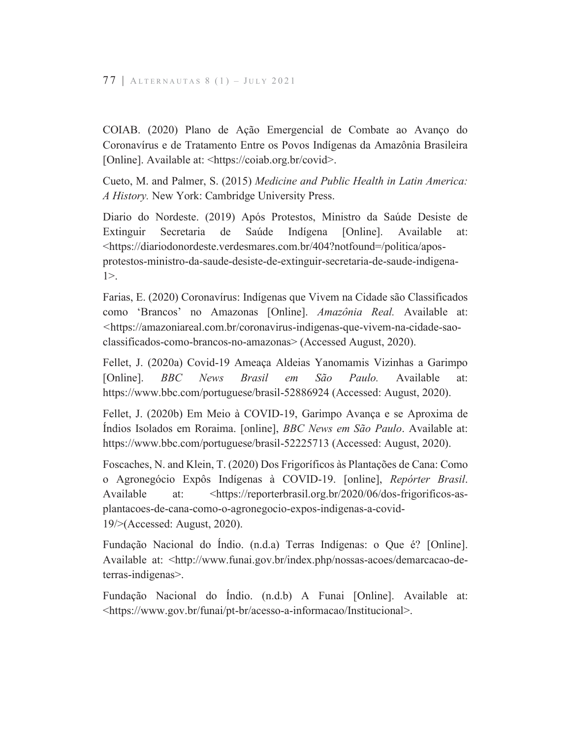COIAB. (2020) Plano de Ação Emergencial de Combate ao Avanço do Coronavírus e de Tratamento Entre os Povos Indígenas da Amazônia Brasileira [Online]. Available at: <https://coiab.org.br/covid>.

Cueto, M. and Palmer, S. (2015) *Medicine and Public Health in Latin America: A History.* New York: Cambridge University Press.

Diario do Nordeste. (2019) Após Protestos, Ministro da Saúde Desiste de Extinguir Secretaria de Saúde Indígena [Online]. Available at: <https://diariodonordeste.verdesmares.com.br/404?notfound=/politica/apos-protestos-ministro-da-saude-desiste-de-extinguir-secretaria-de-saude-indigena-1>.

Farias, E. (2020) Coronavírus: Indígenas que Vivem na Cidade são Classificados como 'Brancos' no Amazonas [Online]. *Amazônia Real.* Available at: <https://amazoniareal.com.br/coronavirus-indigenas-que-vivem-na-cidade-sao-classificados-como-brancos-no-amazonas> (Accessed August, 2020).

Fellet, J. (2020a) Covid-19 Ameaça Aldeias Yanomamis Vizinhas a Garimpo [Online]. *BBC News Brasil em São Paulo.* Available at: https://www.bbc.com/portuguese/brasil-52886924 (Accessed: August, 2020).

Fellet, J. (2020b) Em Meio à COVID-19, Garimpo Avança e se Aproxima de Índios Isolados em Roraima. [online], *BBC News em São Paulo*. Available at: https://www.bbc.com/portuguese/brasil-52225713 (Accessed: August, 2020).

Foscaches, N. and Klein, T. (2020) Dos Frigoríficos às Plantações de Cana: Como o Agronegócio Expôs Indígenas à COVID-19. [online], *Repórter Brasil*. Available at: <https://reporterbrasil.org.br/2020/06/dos-frigorificos-as-plantacoes-de-cana-como-o-agronegocio-expos-indigenas-a-covid-19/>(Accessed: August, 2020).

Fundação Nacional do Índio. (n.d.a) Terras Indígenas: o Que é? [Online]. Available at: <http://www.funai.gov.br/index.php/nossas-acoes/demarcacao-de-terras-indigenas>.

Fundação Nacional do Índio. (n.d.b) A Funai [Online]. Available at: <https://www.gov.br/funai/pt-br/acesso-a-informacao/Institucional>.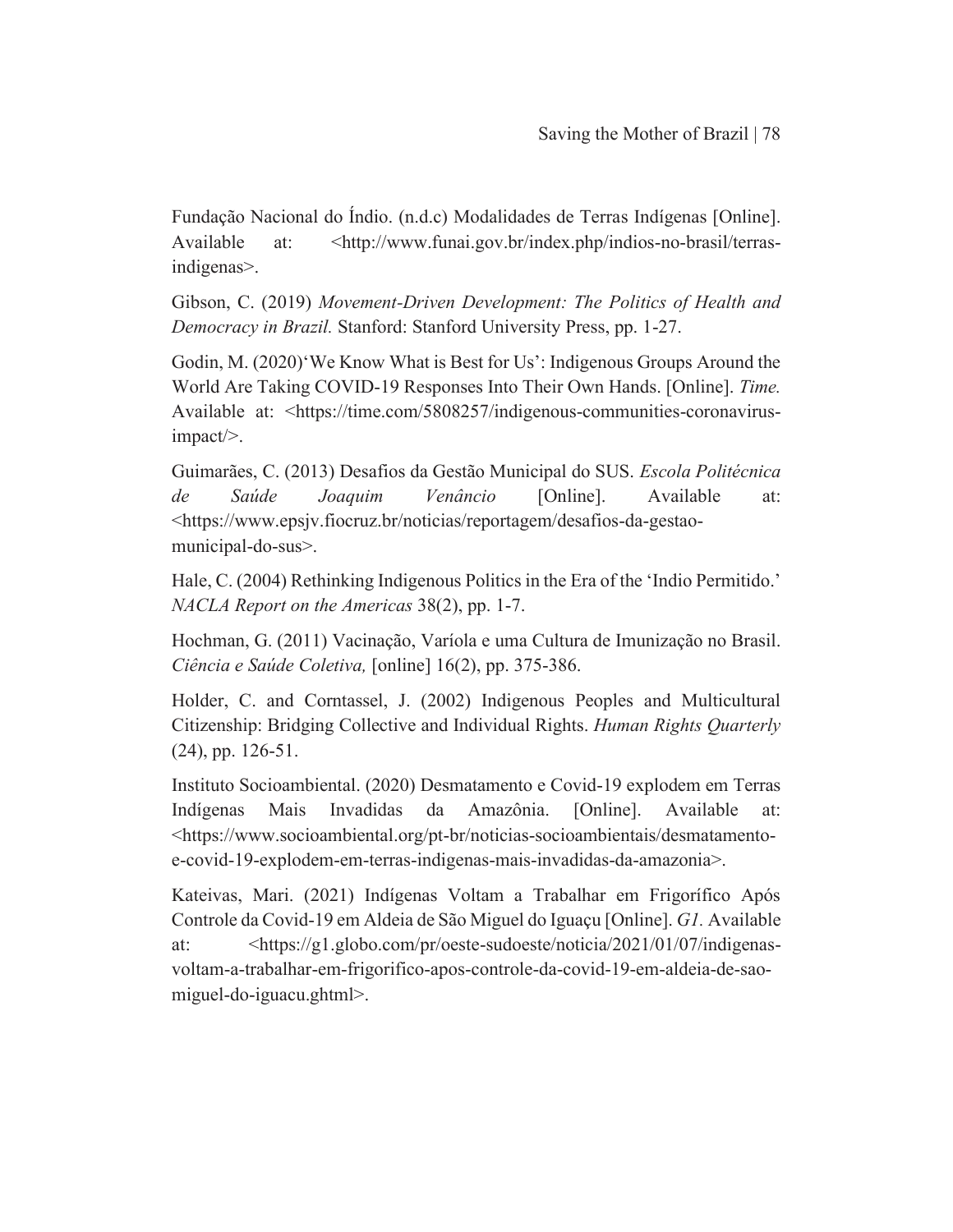Fundação Nacional do Índio. (n.d.c) Modalidades de Terras Indígenas [Online]. Available at: <http://www.funai.gov.br/index.php/indios-no-brasil/terras-indigenas>.

Gibson, C. (2019) *Movement-Driven Development: The Politics of Health and Democracy in Brazil.* Stanford: Stanford University Press, pp. 1-27.

Godin, M. (2020)'We Know What is Best for Us': Indigenous Groups Around the World Are Taking COVID-19 Responses Into Their Own Hands. [Online]. *Time.* Available at: <https://time.com/5808257/indigenous-communities-coronavirus-impact/>.

Guimarães, C. (2013) Desafios da Gestão Municipal do SUS. *Escola Politécnica de Saúde Joaquim Venâncio* [Online]. Available at: <https://www.epsjv.fiocruz.br/noticias/reportagem/desafios-da-gestao-municipal-do-sus>.

Hale, C. (2004) Rethinking Indigenous Politics in the Era of the 'Indio Permitido.' *NACLA Report on the Americas* 38(2), pp. 1-7.

Hochman, G. (2011) Vacinação, Varíola e uma Cultura de Imunização no Brasil. *Ciência e Saúde Coletiva,* [online] 16(2), pp. 375-386.

Holder, C. and Corntassel, J. (2002) Indigenous Peoples and Multicultural Citizenship: Bridging Collective and Individual Rights. *Human Rights Quarterly* (24), pp. 126-51.

Instituto Socioambiental. (2020) Desmatamento e Covid-19 explodem em Terras Indígenas Mais Invadidas da Amazônia. [Online]. Available at: <https://www.socioambiental.org/pt-br/noticias-socioambientais/desmatamento-e-covid-19-explodem-em-terras-indigenas-mais-invadidas-da-amazonia>.

Kateivas, Mari. (2021) Indígenas Voltam a Trabalhar em Frigorífico Após Controle da Covid-19 em Aldeia de São Miguel do Iguaçu [Online]. *G1.* Available at: <https://g1.globo.com/pr/oeste-sudoeste/noticia/2021/01/07/indigenas-voltam-a-trabalhar-em-frigorifico-apos-controle-da-covid-19-em-aldeia-de-sao-miguel-do-iguacu.ghtml>.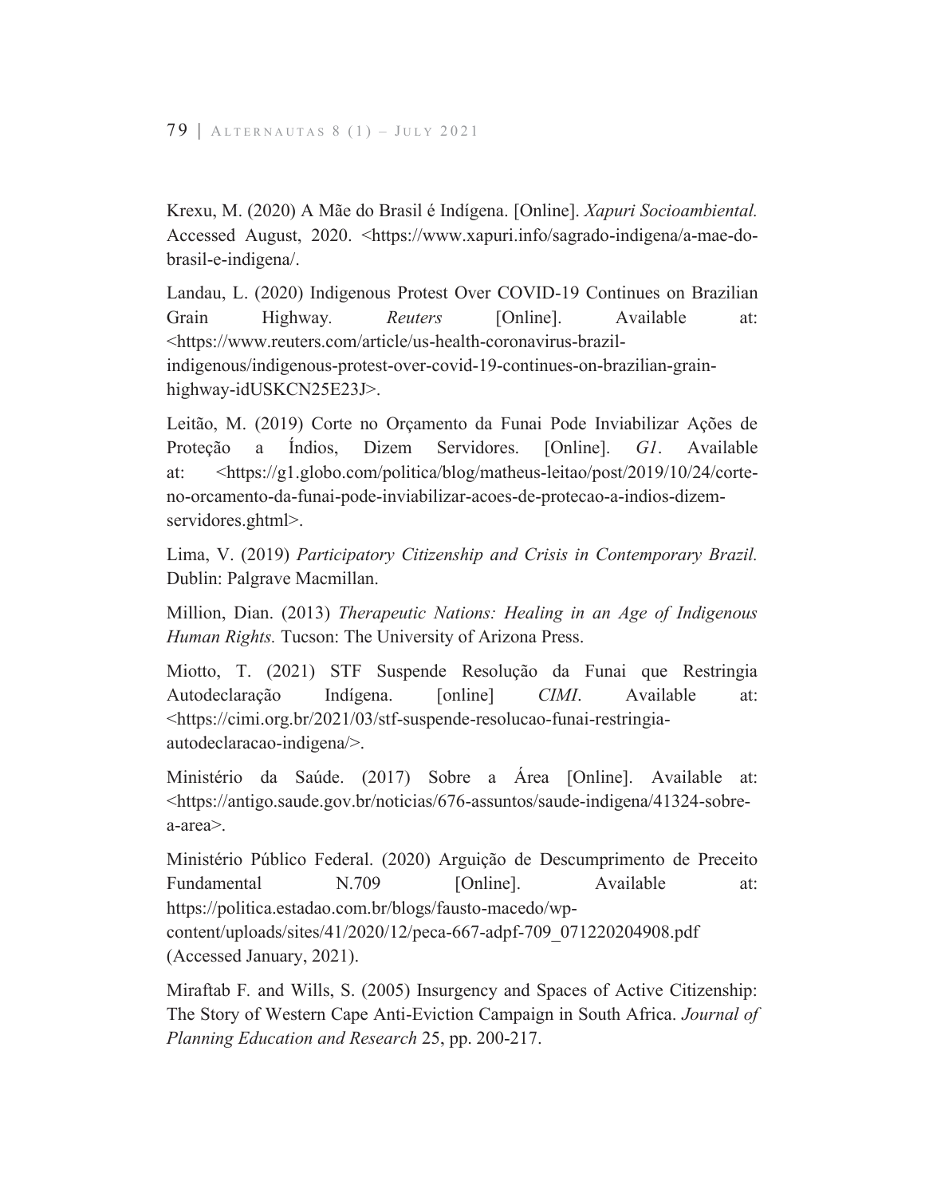Krexu, M. (2020) A Mãe do Brasil é Indígena. [Online]. *Xapuri Socioambiental.* Accessed August, 2020. <https://www.xapuri.info/sagrado-indigena/a-mae-do-brasil-e-indigena/.

Landau, L. (2020) Indigenous Protest Over COVID-19 Continues on Brazilian Grain Highway. *Reuters* [Online]. Available at: <https://www.reuters.com/article/us-health-coronavirus-brazil-indigenous/indigenous-protest-over-covid-19-continues-on-brazilian-grain-highway-idUSKCN25E23J>.

Leitão, M. (2019) Corte no Orçamento da Funai Pode Inviabilizar Ações de Proteção a Índios, Dizem Servidores. [Online]. *G1*. Available at: <https://g1.globo.com/politica/blog/matheus-leitao/post/2019/10/24/corte-no-orcamento-da-funai-pode-inviabilizar-acoes-de-protecao-a-indios-dizem-servidores.ghtml>.

Lima, V. (2019) *Participatory Citizenship and Crisis in Contemporary Brazil.* Dublin: Palgrave Macmillan.

Million, Dian. (2013) *Therapeutic Nations: Healing in an Age of Indigenous Human Rights.* Tucson: The University of Arizona Press.

Miotto, T. (2021) STF Suspende Resolução da Funai que Restringia Autodeclaração Indígena. [online] *CIMI*. Available at: <https://cimi.org.br/2021/03/stf-suspende-resolucao-funai-restringia-autodeclaracao-indigena/>.

Ministério da Saúde. (2017) Sobre a Área [Online]. Available at: <https://antigo.saude.gov.br/noticias/676-assuntos/saude-indigena/41324-sobre-a-area>.

Ministério Público Federal. (2020) Arguição de Descumprimento de Preceito Fundamental N.709 [Online]. Available at: https://politica.estadao.com.br/blogs/fausto-macedo/wp-content/uploads/sites/41/2020/12/peca-667-adpf-709_071220204908.pdf (Accessed January, 2021).

Miraftab F. and Wills, S. (2005) Insurgency and Spaces of Active Citizenship: The Story of Western Cape Anti-Eviction Campaign in South Africa. *Journal of Planning Education and Research* 25, pp. 200-217.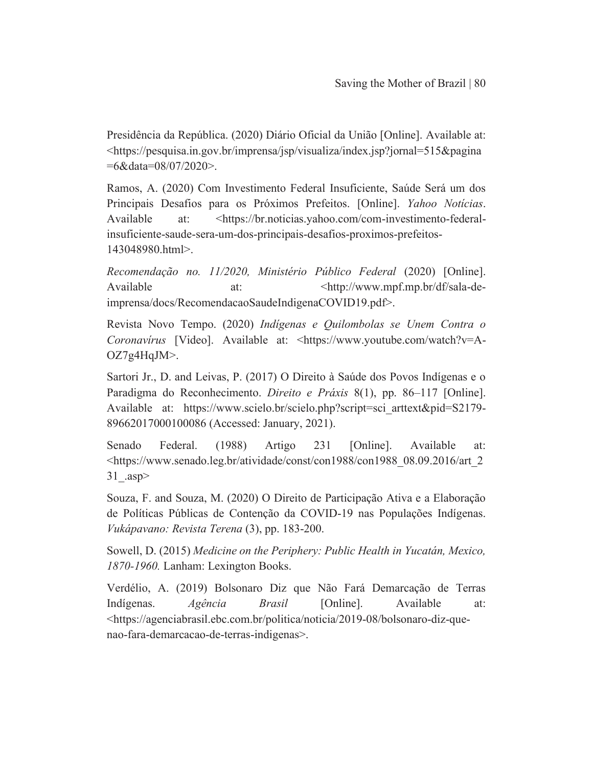Presidência da República. (2020) Diário Oficial da União [Online]. Available at: <https://pesquisa.in.gov.br/imprensa/jsp/visualiza/index.jsp?jornal=515&pagina=6&data=08/07/2020>.

Ramos, A. (2020) Com Investimento Federal Insuficiente, Saúde Será um dos Principais Desafios para os Próximos Prefeitos. [Online]. *Yahoo Notícias*. Available at: <https://br.noticias.yahoo.com/com-investimento-federal-insuficiente-saude-sera-um-dos-principais-desafios-proximos-prefeitos-143048980.html>.

*Recomendação no. 11/2020, Ministério Público Federal* (2020) [Online]. Available at: <http://www.mpf.mp.br/df/sala-de-imprensa/docs/RecomendacaoSaudeIndigenaCOVID19.pdf>.

Revista Novo Tempo. (2020) *Indígenas e Quilombolas se Unem Contra o Coronavírus* [Video]. Available at: <https://www.youtube.com/watch?v=A-OZ7g4HqJM>.

Sartori Jr., D. and Leivas, P. (2017) O Direito à Saúde dos Povos Indígenas e o Paradigma do Reconhecimento. *Direito e Práxis* 8(1), pp. 86–117 [Online]. Available at: https://www.scielo.br/scielo.php?script=sci_arttext&pid=S2179-89662017000100086 (Accessed: January, 2021).

Senado Federal. (1988) Artigo 231 [Online]. Available at: <https://www.senado.leg.br/atividade/const/con1988/con1988_08.09.2016/art_231_.asp>

Souza, F. and Souza, M. (2020) O Direito de Participação Ativa e a Elaboração de Políticas Públicas de Contenção da COVID-19 nas Populações Indígenas. *Vukápavano: Revista Terena* (3), pp. 183-200.

Sowell, D. (2015) *Medicine on the Periphery: Public Health in Yucatán, Mexico, 1870-1960.* Lanham: Lexington Books.

Verdélio, A. (2019) Bolsonaro Diz que Não Fará Demarcação de Terras Indígenas. *Agência Brasil* [Online]. Available at: <https://agenciabrasil.ebc.com.br/politica/noticia/2019-08/bolsonaro-diz-que-nao-fara-demarcacao-de-terras-indigenas>.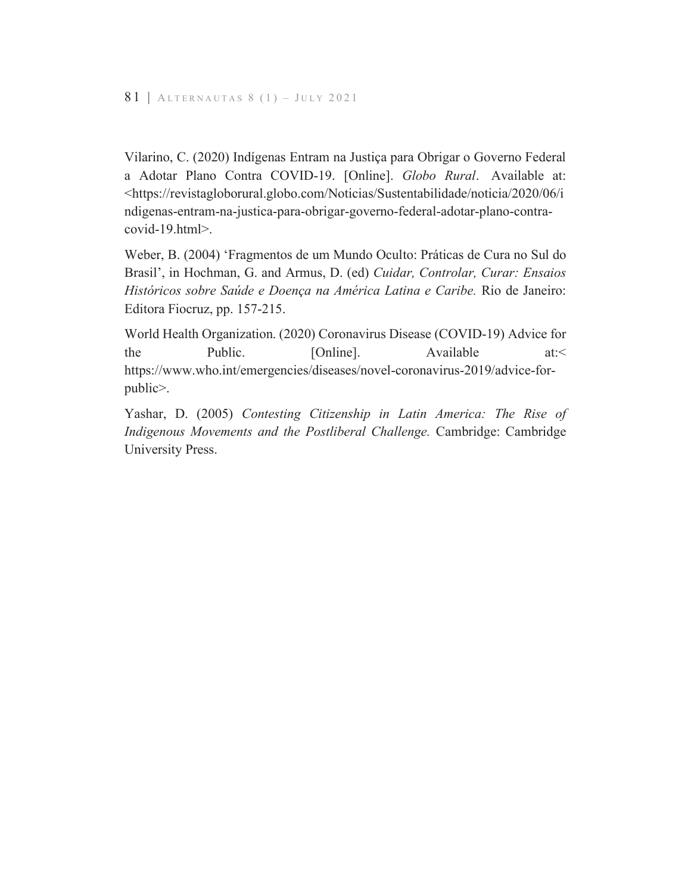Vilarino, C. (2020) Indígenas Entram na Justiça para Obrigar o Governo Federal a Adotar Plano Contra COVID-19. [Online]. *Globo Rural*. Available at: <https://revistagloborural.globo.com/Noticias/Sustentabilidade/noticia/2020/06/indigenas-entram-na-justica-para-obrigar-governo-federal-adotar-plano-contra-covid-19.html>.

Weber, B. (2004) 'Fragmentos de um Mundo Oculto: Práticas de Cura no Sul do Brasil', in Hochman, G. and Armus, D. (ed) *Cuidar, Controlar, Curar: Ensaios Históricos sobre Saúde e Doença na América Latina e Caribe.* Rio de Janeiro: Editora Fiocruz, pp. 157-215.

World Health Organization. (2020) Coronavirus Disease (COVID-19) Advice for the Public. [Online]. Available at:< https://www.who.int/emergencies/diseases/novel-coronavirus-2019/advice-for-public>.

Yashar, D. (2005) *Contesting Citizenship in Latin America: The Rise of Indigenous Movements and the Postliberal Challenge.* Cambridge: Cambridge University Press.